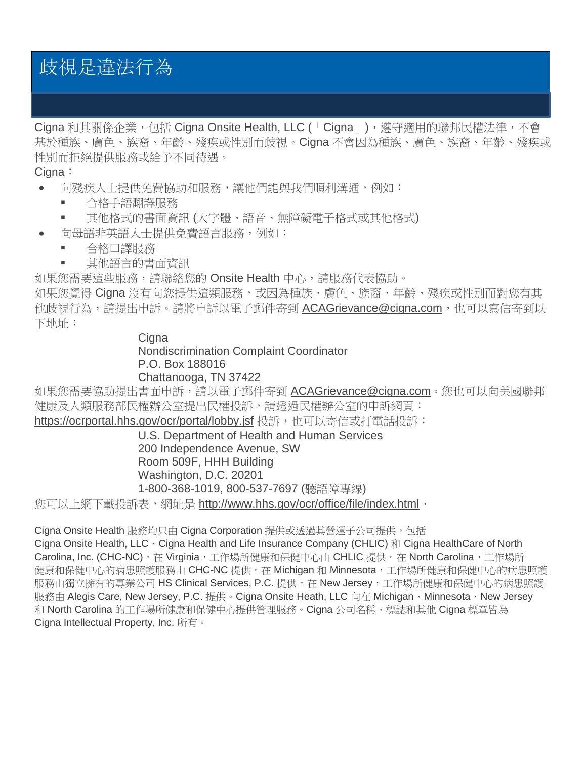# 歧視是違法行為

Cigna 和其關係企業，包括 Cigna Onsite Health, LLC (「Cigna」)，遵守適用的聯邦民權法律，不會基於種族、膚色、族裔、年齡、殘疾或性別而歧視。Cigna 不會因為種族、膚色、族裔、年齡、殘疾或性別而拒絕提供服務或給予不同待遇。

Cigna：

- 向殘疾人士提供免費協助和服務，讓他們能與我們順利溝通，例如：
  - 合格手語翻譯服務
  - 其他格式的書面資訊 (大字體、語音、無障礙電子格式或其他格式)
- 向母語非英語人士提供免費語言服務，例如：
  - 合格口譯服務
  - 其他語言的書面資訊

如果您需要這些服務，請聯絡您的 Onsite Health 中心，請服務代表協助。

如果您覺得 Cigna 沒有向您提供這類服務，或因為種族、膚色、族裔、年齡、殘疾或性別而對您有其他歧視行為，請提出申訴。請將申訴以電子郵件寄到 ACAGrievance@cigna.com，也可以寫信寄到以下地址：

Cigna
Nondiscrimination Complaint Coordinator
P.O. Box 188016
Chattanooga, TN 37422

如果您需要協助提出書面申訴，請以電子郵件寄到 ACAGrievance@cigna.com。您也可以向美國聯邦健康及人類服務部民權辦公室提出民權投訴，請透過民權辦公室的申訴網頁：https://ocrportal.hhs.gov/ocr/portal/lobby.jsf 投訴，也可以寄信或打電話投訴：

U.S. Department of Health and Human Services
200 Independence Avenue, SW
Room 509F, HHH Building
Washington, D.C. 20201
1-800-368-1019, 800-537-7697 (聽語障專線)

您可以上網下載投訴表，網址是 http://www.hhs.gov/ocr/office/file/index.html。

Cigna Onsite Health 服務均只由 Cigna Corporation 提供或透過其營運子公司提供，包括 Cigna Onsite Health, LLC、Cigna Health and Life Insurance Company (CHLIC) 和 Cigna HealthCare of North Carolina, Inc. (CHC-NC)。在 Virginia，工作場所健康和保健中心由 CHLIC 提供。在 North Carolina，工作場所健康和保健中心的病患照護服務由 CHC-NC 提供。在 Michigan 和 Minnesota，工作場所健康和保健中心的病患照護服務由獨立擁有的專業公司 HS Clinical Services, P.C. 提供。在 New Jersey，工作場所健康和保健中心的病患照護服務由 Alegis Care, New Jersey, P.C. 提供。Cigna Onsite Heath, LLC 向在 Michigan、Minnesota、New Jersey 和 North Carolina 的工作場所健康和保健中心提供管理服務。Cigna 公司名稱、標誌和其他 Cigna 標章皆為 Cigna Intellectual Property, Inc. 所有。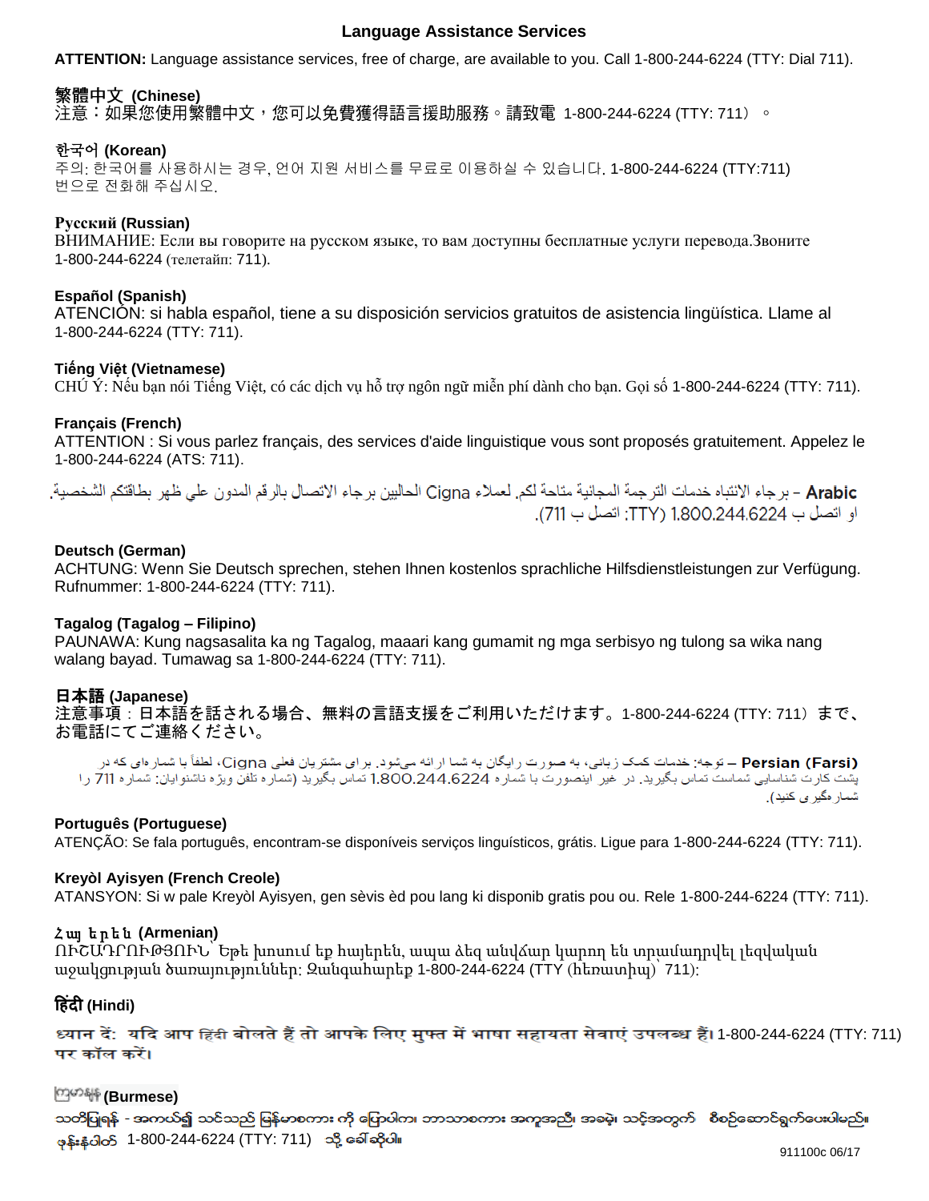# Language Assistance Services

**ATTENTION:** Language assistance services, free of charge, are available to you. Call 1-800-244-6224 (TTY: Dial 711).

**繁體中文 (Chinese)**
注意：如果您使用繁體中文，您可以免費獲得語言援助服務。請致電 1-800-244-6224 (TTY: 711）。

**한국어 (Korean)**
주의: 한국어를 사용하시는 경우, 언어 지원 서비스를 무료로 이용하실 수 있습니다. 1-800-244-6224 (TTY:711) 번으로 전화해 주십시오.

**Русский (Russian)**
ВНИМАНИЕ: Если вы говорите на русском языке, то вам доступны бесплатные услуги перевода.Звоните 1-800-244-6224 (телетайп: 711).

**Español (Spanish)**
ATENCIÓN: si habla español, tiene a su disposición servicios gratuitos de asistencia lingüística. Llame al 1-800-244-6224 (TTY: 711).

**Tiếng Việt (Vietnamese)**
CHÚ Ý: Nếu bạn nói Tiếng Việt, có các dịch vụ hỗ trợ ngôn ngữ miễn phí dành cho bạn. Gọi số 1-800-244-6224 (TTY: 711).

**Français (French)**
ATTENTION : Si vous parlez français, des services d'aide linguistique vous sont proposés gratuitement. Appelez le 1-800-244-6224 (ATS: 711).

**Arabic** – برجاء الانتباه خدمات الترجمة المجانية متاحة لكم. لعملاء Cigna الحاليين برجاء الاتصال بالرقم المدون علي ظهر بطاقتكم الشخصية. او اتصل ب 1.800.244.6224 (TTY: اتصل ب 711).

**Deutsch (German)**
ACHTUNG: Wenn Sie Deutsch sprechen, stehen Ihnen kostenlos sprachliche Hilfsdienstleistungen zur Verfügung. Rufnummer: 1-800-244-6224 (TTY: 711).

**Tagalog (Tagalog – Filipino)**
PAUNAWA: Kung nagsasalita ka ng Tagalog, maaari kang gumamit ng mga serbisyo ng tulong sa wika nang walang bayad. Tumawag sa 1-800-244-6224 (TTY: 711).

**日本語 (Japanese)**
注意事項：日本語を話される場合、無料の言語支援をご利用いただけます。1-800-244-6224 (TTY: 711）まで、お電話にてご連絡ください。

**Persian (Farsi)** – توجه: خدمات کمک زبانی، به صورت رایگان به شما ارائه میشود. برای مشتریان فعلی Cigna، لطفاً با شماره ای که در پشت کارت شناسایی شماست تماس بگیرید. در غیر اینصورت با شماره 1.800.244.6224 تماس بگیرید (شماره تلفن ویژه ناشنوایان: شماره 711 را شماره گیری کنید).

**Português (Portuguese)**
ATENÇÃO: Se fala português, encontram-se disponíveis serviços linguísticos, grátis. Ligue para 1-800-244-6224 (TTY: 711).

**Kreyòl Ayisyen (French Creole)**
ATANSYON: Si w pale Kreyòl Ayisyen, gen sèvis èd pou lang ki disponib gratis pou ou. Rele 1-800-244-6224 (TTY: 711).

**Հայերեն (Armenian)**
ՈՒՇԱԴՐՈՒԹՅՈՒՆ՝ Եթե խոսում եք հայերեն, ապա ձեզ անվճար կարող են տրամադրվել լեզվական աջակցության ծառայություններ: Զանգահարեք 1-800-244-6224 (TTY (հեռատիպ)՝ 711):

**हिंदी (Hindi)**
ध्यान दें: यदि आप हिंदी बोलते हैं तो आपके लिए मुफ्त में भाषा सहायता सेवाएं उपलब्ध हैं। 1-800-244-6224 (TTY: 711) पर कॉल करें।

**ကြမာနိုင် (Burmese)**
သတိပြုရန် - အကယ်၍ သင်သည် မြန်မာစကား ကို ပြောပါက၊ ဘာသာစကား အကူအညီ၊ အခမဲ့၊ သင့်အတွက် စီစဉ်ဆောင်ရွက်ပေးပါမည်။ ဖုန်းနံပါတ် 1-800-244-6224 (TTY: 711) သို့ ခေါ်ဆိုပါ။

911100c 06/17